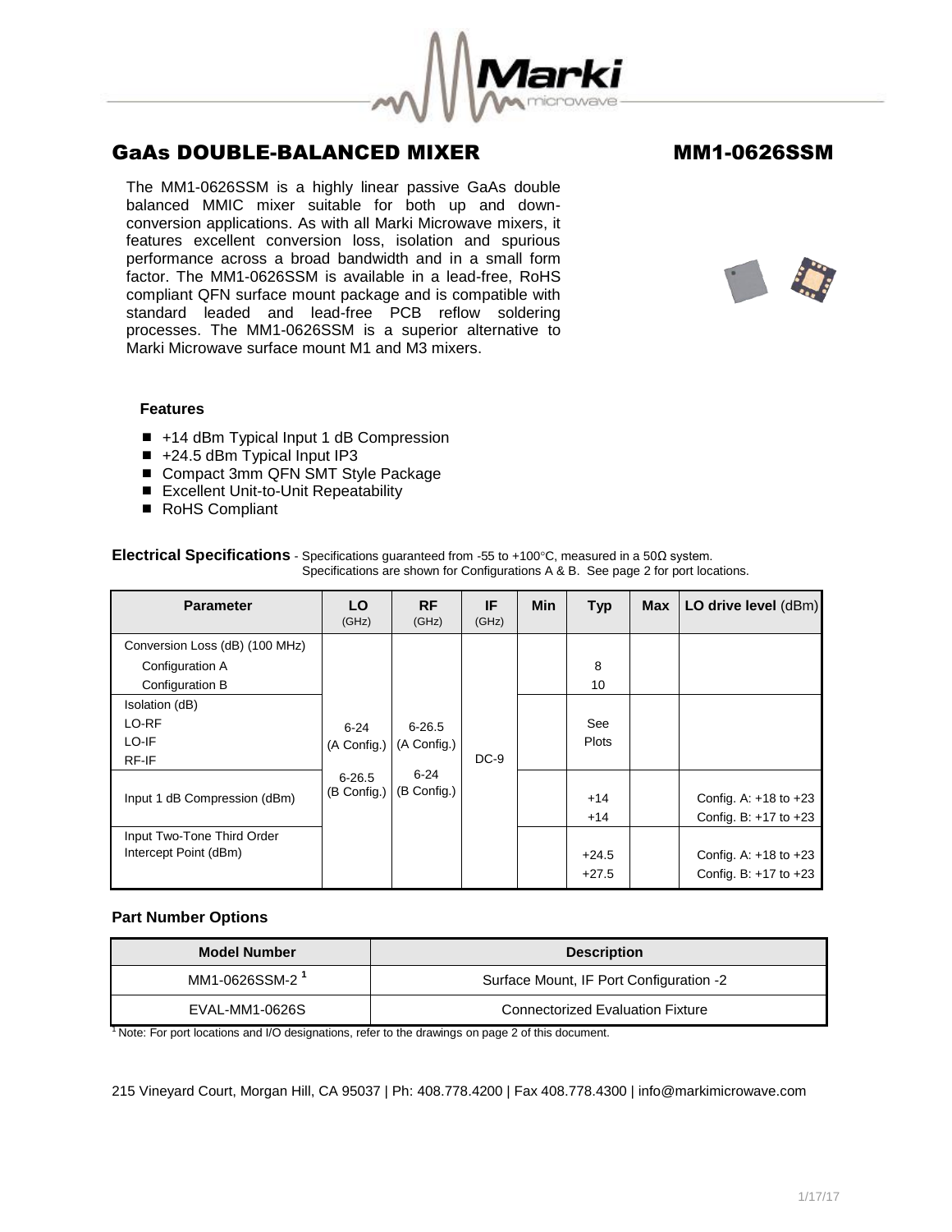# GaAs DOUBLE-BALANCED MIXER

# MM1-0626SSM

The MM1-0626SSM is a highly linear passive GaAs double balanced MMIC mixer suitable for both up and down-conversion applications. As with all Marki Microwave mixers, it features excellent conversion loss, isolation and spurious performance across a broad bandwidth and in a small form factor. The MM1-0626SSM is available in a lead-free, RoHS compliant QFN surface mount package and is compatible with standard leaded and lead-free PCB reflow soldering processes. The MM1-0626SSM is a superior alternative to Marki Microwave surface mount M1 and M3 mixers.

### Features

- +14 dBm Typical Input 1 dB Compression
- +24.5 dBm Typical Input IP3
- Compact 3mm QFN SMT Style Package
- Excellent Unit-to-Unit Repeatability
- RoHS Compliant

**Electrical Specifications** - Specifications guaranteed from -55 to +100°C, measured in a 50Ω system. Specifications are shown for Configurations A & B. See page 2 for port locations.

| Parameter | LO (GHz) | RF (GHz) | IF (GHz) | Min | Typ | Max | LO drive level (dBm) |
|---|---|---|---|---|---|---|---|
| Conversion Loss (dB) (100 MHz) | 6-24 (A Config.) 6-26.5 (B Config.) | 6-26.5 (A Config.) 6-24 (B Config.) | DC-9 | | | | |
| Configuration A | | | | | 8 | | |
| Configuration B | | | | | 10 | | |
| Isolation (dB) LO-RF LO-IF RF-IF | | | | | See Plots | | |
| Input 1 dB Compression (dBm) | | | | | +14 | | Config. A: +18 to +23 |
| | | | | | +14 | | Config. B: +17 to +23 |
| Input Two-Tone Third Order Intercept Point (dBm) | | | | | +24.5 | | Config. A: +18 to +23 |
| | | | | | +27.5 | | Config. B: +17 to +23 |

### Part Number Options

| Model Number | Description |
|---|---|
| MM1-0626SSM-2 [1] | Surface Mount, IF Port Configuration -2 |
| EVAL-MM1-0626S | Connectorized Evaluation Fixture |

[1] Note: For port locations and I/O designations, refer to the drawings on page 2 of this document.

215 Vineyard Court, Morgan Hill, CA 95037 | Ph: 408.778.4200 | Fax 408.778.4300 | info@markimicrowave.com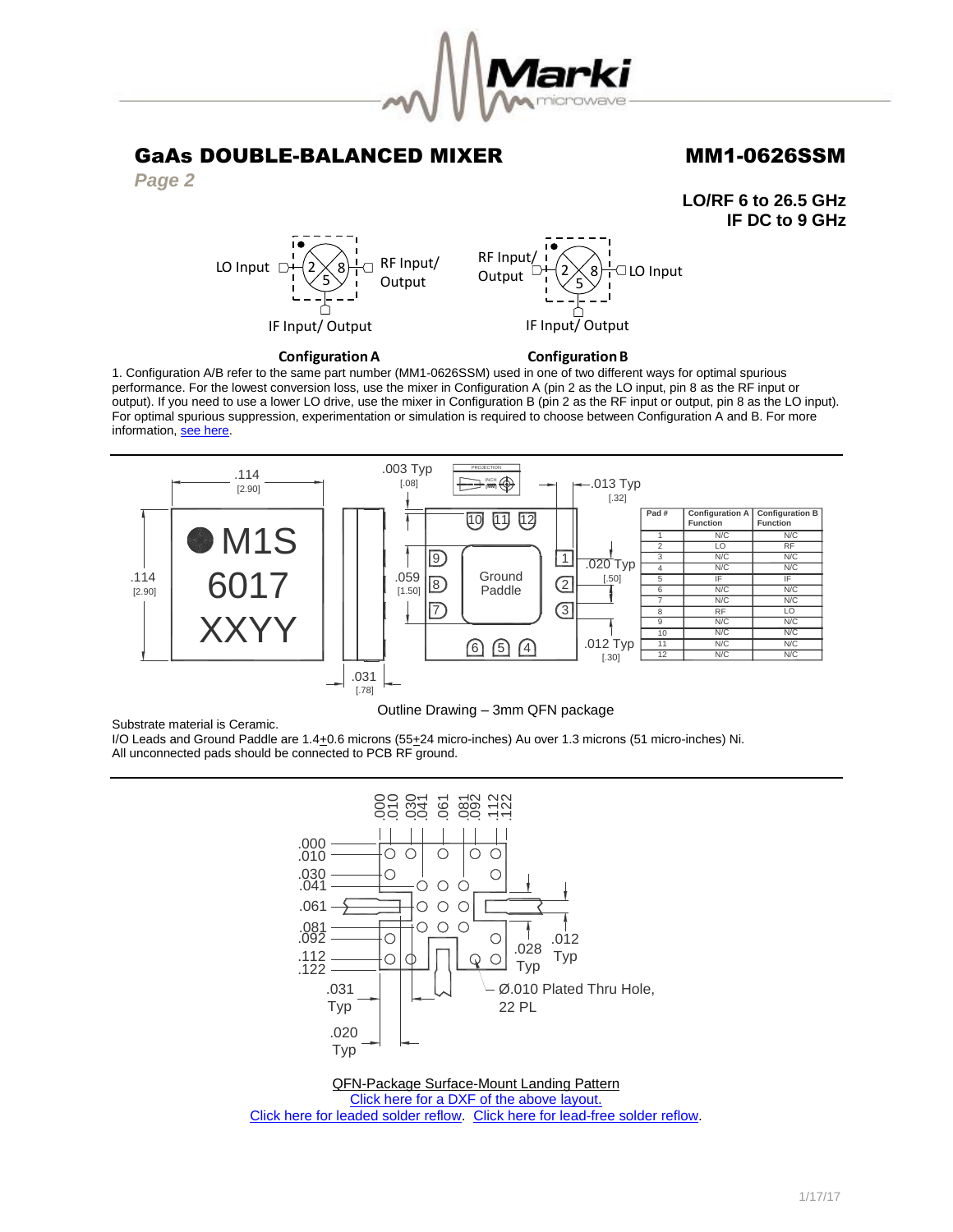# GaAs DOUBLE-BALANCED MIXER

# MM1-0626SSM

*Page 2*

**LO/RF 6 to 26.5 GHz**
**IF DC to 9 GHz**

**Configuration A** — LO Input (pin 2), RF Input/ Output (pin 8), IF Input/ Output (pin 5)

**Configuration B** — RF Input/ Output (pin 2), LO Input (pin 8), IF Input/ Output (pin 5)

1. Configuration A/B refer to the same part number (MM1-0626SSM) used in one of two different ways for optimal spurious performance. For the lowest conversion loss, use the mixer in Configuration A (pin 2 as the LO input, pin 8 as the RF input or output). If you need to use a lower LO drive, use the mixer in Configuration B (pin 2 as the RF input or output, pin 8 as the LO input). For optimal spurious suppression, experimentation or simulation is required to choose between Configuration A and B. For more information, see here.

| Pad # | Configuration A Function | Configuration B Function |
|---|---|---|
| 1 | N/C | N/C |
| 2 | LO | RF |
| 3 | N/C | N/C |
| 4 | N/C | N/C |
| 5 | IF | IF |
| 6 | N/C | N/C |
| 7 | N/C | N/C |
| 8 | RF | LO |
| 9 | N/C | N/C |
| 10 | N/C | N/C |
| 11 | N/C | N/C |
| 12 | N/C | N/C |

Outline Drawing – 3mm QFN package

Substrate material is Ceramic.
I/O Leads and Ground Paddle are 1.4±0.6 microns (55±24 micro-inches) Au over 1.3 microns (51 micro-inches) Ni.
All unconnected pads should be connected to PCB RF ground.

Ø.010 Plated Thru Hole, 22 PL

QFN-Package Surface-Mount Landing Pattern

Click here for a DXF of the above layout.

Click here for leaded solder reflow. Click here for lead-free solder reflow.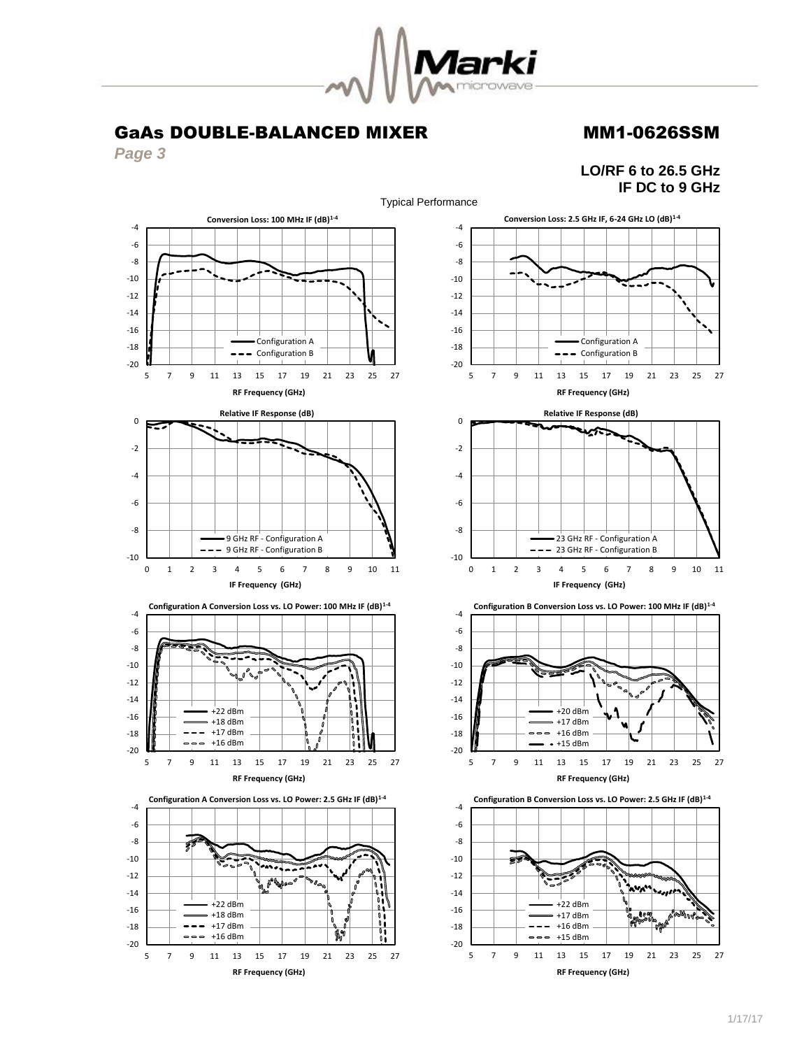# GaAs DOUBLE-BALANCED MIXER

# MM1-0626SSM

*Page 3*

**LO/RF 6 to 26.5 GHz**
**IF DC to 9 GHz**

Typical Performance

**Conversion Loss: 100 MHz IF (dB)[1-4]**

Configuration A
Configuration B

RF Frequency (GHz)

**Conversion Loss: 2.5 GHz IF, 6-24 GHz LO (dB)[1-4]**

Configuration A
Configuration B

RF Frequency (GHz)

**Relative IF Response (dB)**

9 GHz RF - Configuration A
9 GHz RF - Configuration B

IF Frequency (GHz)

**Relative IF Response (dB)**

23 GHz RF - Configuration A
23 GHz RF - Configuration B

IF Frequency (GHz)

**Configuration A Conversion Loss vs. LO Power: 100 MHz IF (dB)[1-4]**

+22 dBm
+18 dBm
+17 dBm
+16 dBm

RF Frequency (GHz)

**Configuration B Conversion Loss vs. LO Power: 100 MHz IF (dB)[1-4]**

+20 dBm
+17 dBm
+16 dBm
+15 dBm

RF Frequency (GHz)

**Configuration A Conversion Loss vs. LO Power: 2.5 GHz IF (dB)[1-4]**

+22 dBm
+18 dBm
+17 dBm
+16 dBm

RF Frequency (GHz)

**Configuration B Conversion Loss vs. LO Power: 2.5 GHz IF (dB)[1-4]**

+22 dBm
+17 dBm
+16 dBm
+15 dBm

RF Frequency (GHz)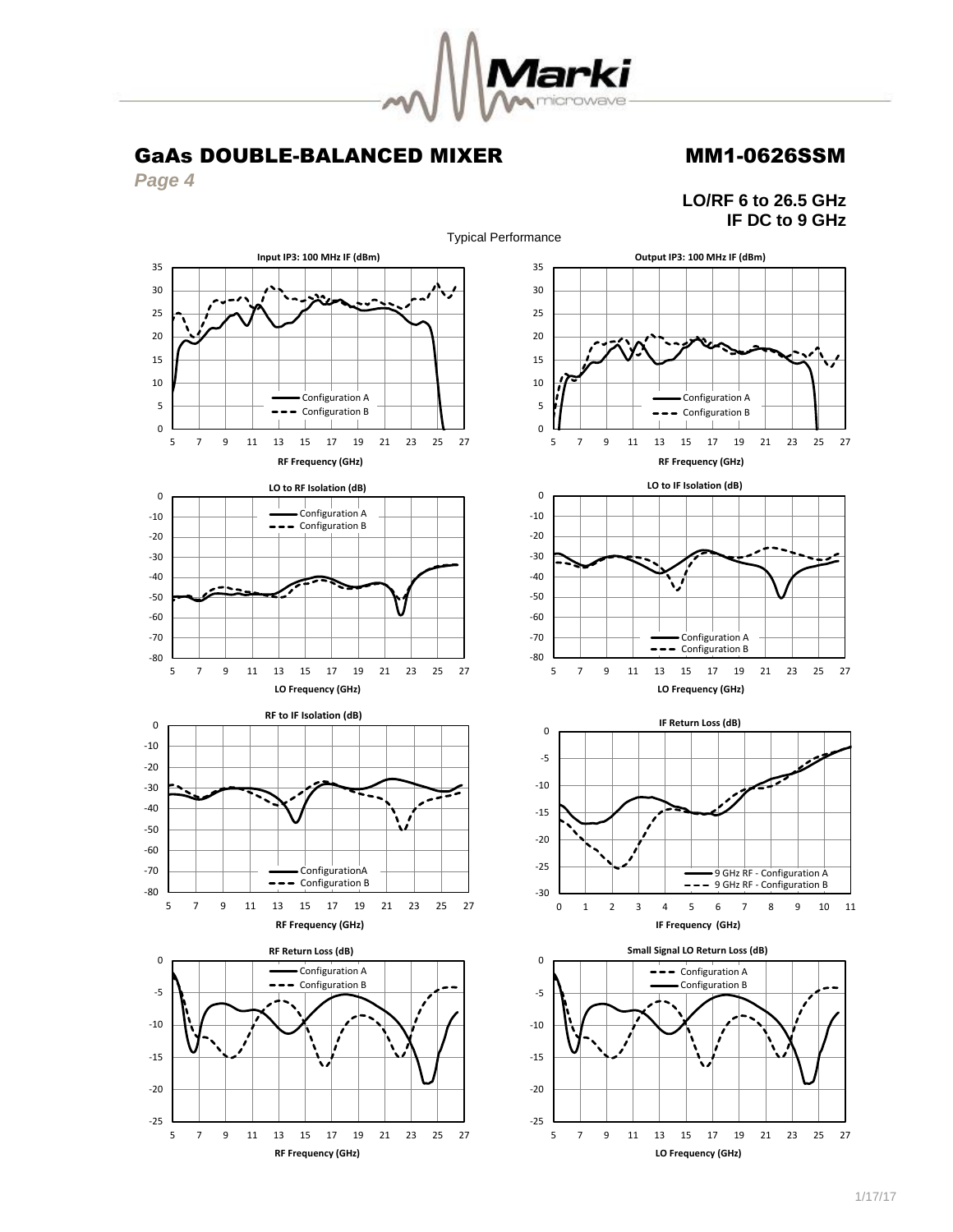# GaAs DOUBLE-BALANCED MIXER

# MM1-0626SSM

*Page 4*

**LO/RF 6 to 26.5 GHz**
**IF DC to 9 GHz**

Typical Performance

**Input IP3: 100 MHz IF (dBm)**

Configuration A
Configuration B

RF Frequency (GHz)

**Output IP3: 100 MHz IF (dBm)**

Configuration A
Configuration B

RF Frequency (GHz)

**LO to RF Isolation (dB)**

Configuration A
Configuration B

LO Frequency (GHz)

**LO to IF Isolation (dB)**

Configuration A
Configuration B

LO Frequency (GHz)

**RF to IF Isolation (dB)**

ConfigurationA
Configuration B

RF Frequency (GHz)

**IF Return Loss (dB)**

9 GHz RF - Configuration A
9 GHz RF - Configuration B

IF Frequency (GHz)

**RF Return Loss (dB)**

Configuration A
Configuration B

RF Frequency (GHz)

**Small Signal LO Return Loss (dB)**

Configuration A
Configuration B

LO Frequency (GHz)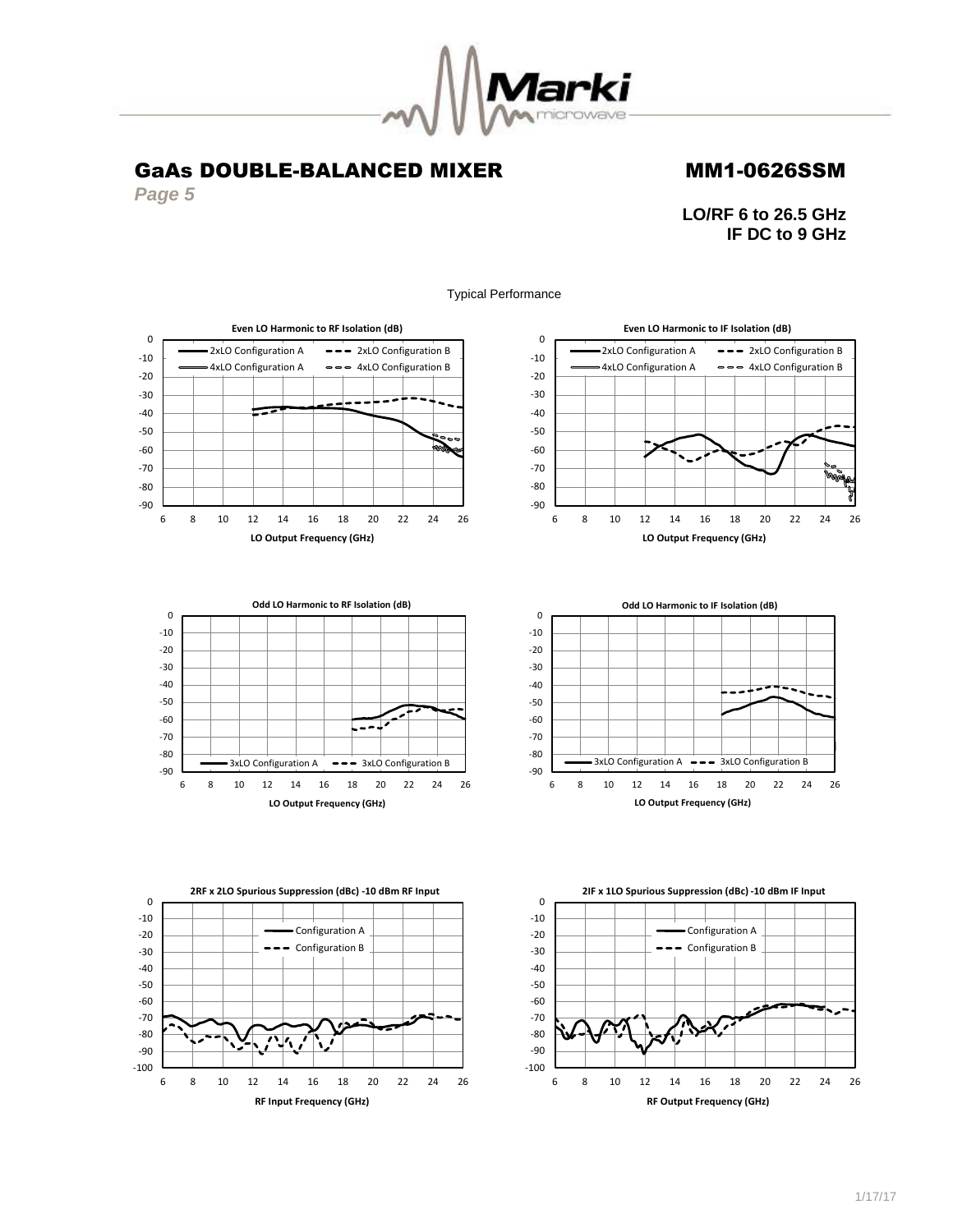# GaAs DOUBLE-BALANCED MIXER

# MM1-0626SSM

*Page 5*

**LO/RF 6 to 26.5 GHz**
**IF DC to 9 GHz**

Typical Performance

**Even LO Harmonic to RF Isolation (dB)**

2xLO Configuration A, 2xLO Configuration B, 4xLO Configuration A, 4xLO Configuration B

LO Output Frequency (GHz)

**Even LO Harmonic to IF Isolation (dB)**

2xLO Configuration A, 2xLO Configuration B, 4xLO Configuration A, 4xLO Configuration B

LO Output Frequency (GHz)

**Odd LO Harmonic to RF Isolation (dB)**

3xLO Configuration A, 3xLO Configuration B

LO Output Frequency (GHz)

**Odd LO Harmonic to IF Isolation (dB)**

3xLO Configuration A, 3xLO Configuration B

LO Output Frequency (GHz)

**2RF x 2LO Spurious Suppression (dBc) -10 dBm RF Input**

Configuration A, Configuration B

RF Input Frequency (GHz)

**2IF x 1LO Spurious Suppression (dBc) -10 dBm IF Input**

Configuration A, Configuration B

RF Output Frequency (GHz)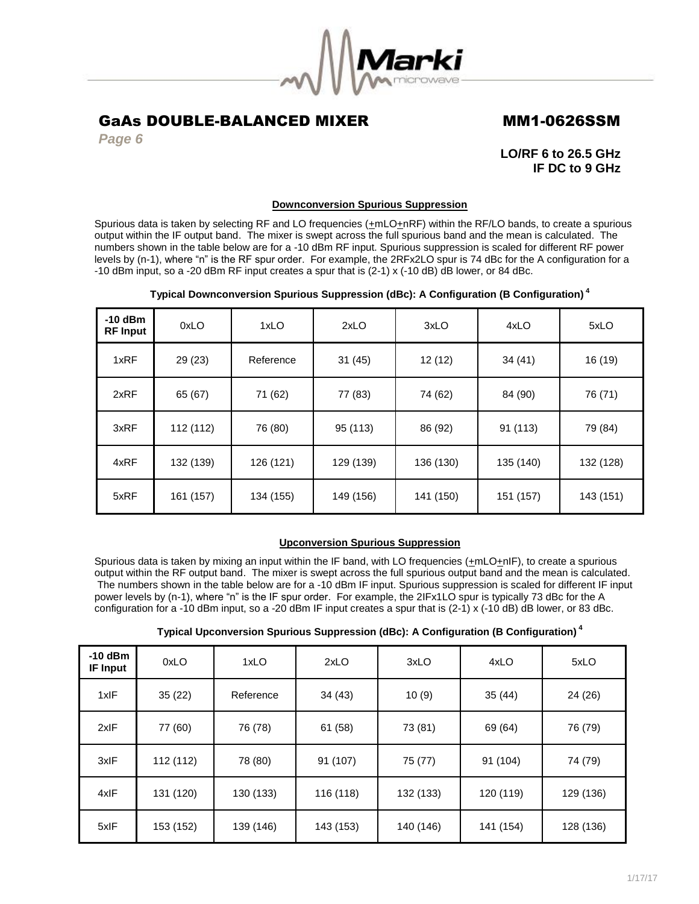# GaAs DOUBLE-BALANCED MIXER MM1-0626SSM

*Page 6*

**LO/RF 6 to 26.5 GHz**
**IF DC to 9 GHz**

## Downconversion Spurious Suppression

Spurious data is taken by selecting RF and LO frequencies (±mLO±nRF) within the RF/LO bands, to create a spurious output within the IF output band. The mixer is swept across the full spurious band and the mean is calculated. The numbers shown in the table below are for a -10 dBm RF input. Spurious suppression is scaled for different RF power levels by (n-1), where "n" is the RF spur order. For example, the 2RFx2LO spur is 74 dBc for the A configuration for a -10 dBm input, so a -20 dBm RF input creates a spur that is (2-1) x (-10 dB) dB lower, or 84 dBc.

**Typical Downconversion Spurious Suppression (dBc): A Configuration (B Configuration) [4]**

| -10 dBm RF Input | 0xLO | 1xLO | 2xLO | 3xLO | 4xLO | 5xLO |
|---|---|---|---|---|---|---|
| 1xRF | 29 (23) | Reference | 31 (45) | 12 (12) | 34 (41) | 16 (19) |
| 2xRF | 65 (67) | 71 (62) | 77 (83) | 74 (62) | 84 (90) | 76 (71) |
| 3xRF | 112 (112) | 76 (80) | 95 (113) | 86 (92) | 91 (113) | 79 (84) |
| 4xRF | 132 (139) | 126 (121) | 129 (139) | 136 (130) | 135 (140) | 132 (128) |
| 5xRF | 161 (157) | 134 (155) | 149 (156) | 141 (150) | 151 (157) | 143 (151) |

## Upconversion Spurious Suppression

Spurious data is taken by mixing an input within the IF band, with LO frequencies (±mLO±nIF), to create a spurious output within the RF output band. The mixer is swept across the full spurious output band and the mean is calculated. The numbers shown in the table below are for a -10 dBm IF input. Spurious suppression is scaled for different IF input power levels by (n-1), where "n" is the IF spur order. For example, the 2IFx1LO spur is typically 73 dBc for the A configuration for a -10 dBm input, so a -20 dBm IF input creates a spur that is (2-1) x (-10 dB) dB lower, or 83 dBc.

**Typical Upconversion Spurious Suppression (dBc): A Configuration (B Configuration) [4]**

| -10 dBm IF Input | 0xLO | 1xLO | 2xLO | 3xLO | 4xLO | 5xLO |
|---|---|---|---|---|---|---|
| 1xIF | 35 (22) | Reference | 34 (43) | 10 (9) | 35 (44) | 24 (26) |
| 2xIF | 77 (60) | 76 (78) | 61 (58) | 73 (81) | 69 (64) | 76 (79) |
| 3xIF | 112 (112) | 78 (80) | 91 (107) | 75 (77) | 91 (104) | 74 (79) |
| 4xIF | 131 (120) | 130 (133) | 116 (118) | 132 (133) | 120 (119) | 129 (136) |
| 5xIF | 153 (152) | 139 (146) | 143 (153) | 140 (146) | 141 (154) | 128 (136) |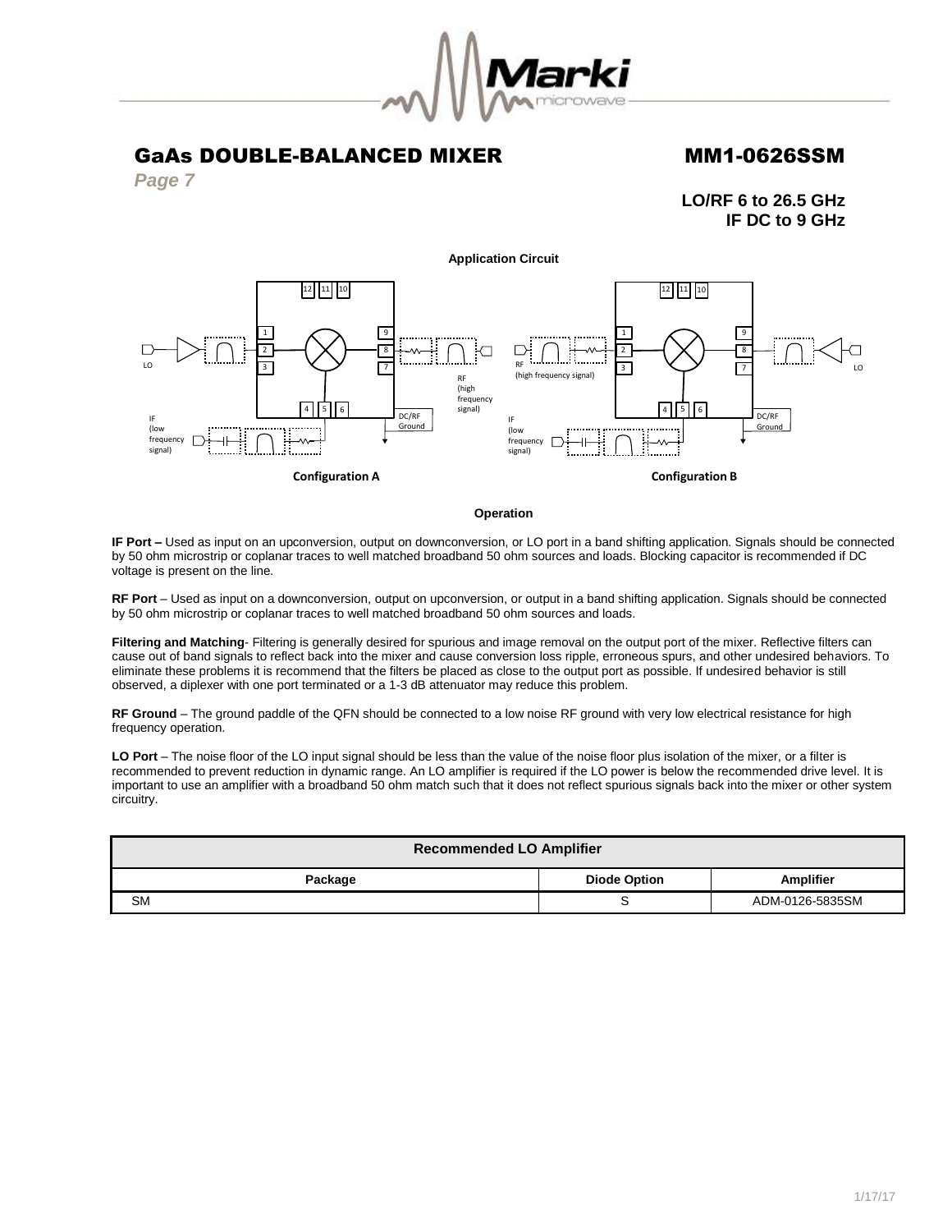## Application Circuit

Configuration A

Configuration B

## Operation

**IF Port –** Used as input on an upconversion, output on downconversion, or LO port in a band shifting application. Signals should be connected by 50 ohm microstrip or coplanar traces to well matched broadband 50 ohm sources and loads. Blocking capacitor is recommended if DC voltage is present on the line.

**RF Port** – Used as input on a downconversion, output on upconversion, or output in a band shifting application. Signals should be connected by 50 ohm microstrip or coplanar traces to well matched broadband 50 ohm sources and loads.

**Filtering and Matching**- Filtering is generally desired for spurious and image removal on the output port of the mixer. Reflective filters can cause out of band signals to reflect back into the mixer and cause conversion loss ripple, erroneous spurs, and other undesired behaviors. To eliminate these problems it is recommend that the filters be placed as close to the output port as possible. If undesired behavior is still observed, a diplexer with one port terminated or a 1-3 dB attenuator may reduce this problem.

**RF Ground** – The ground paddle of the QFN should be connected to a low noise RF ground with very low electrical resistance for high frequency operation.

**LO Port** – The noise floor of the LO input signal should be less than the value of the noise floor plus isolation of the mixer, or a filter is recommended to prevent reduction in dynamic range. An LO amplifier is required if the LO power is below the recommended drive level. It is important to use an amplifier with a broadband 50 ohm match such that it does not reflect spurious signals back into the mixer or other system circuitry.

| Recommended LO Amplifier | | |
|---|---|---|
| **Package** | **Diode Option** | **Amplifier** |
| SM | S | ADM-0126-5835SM |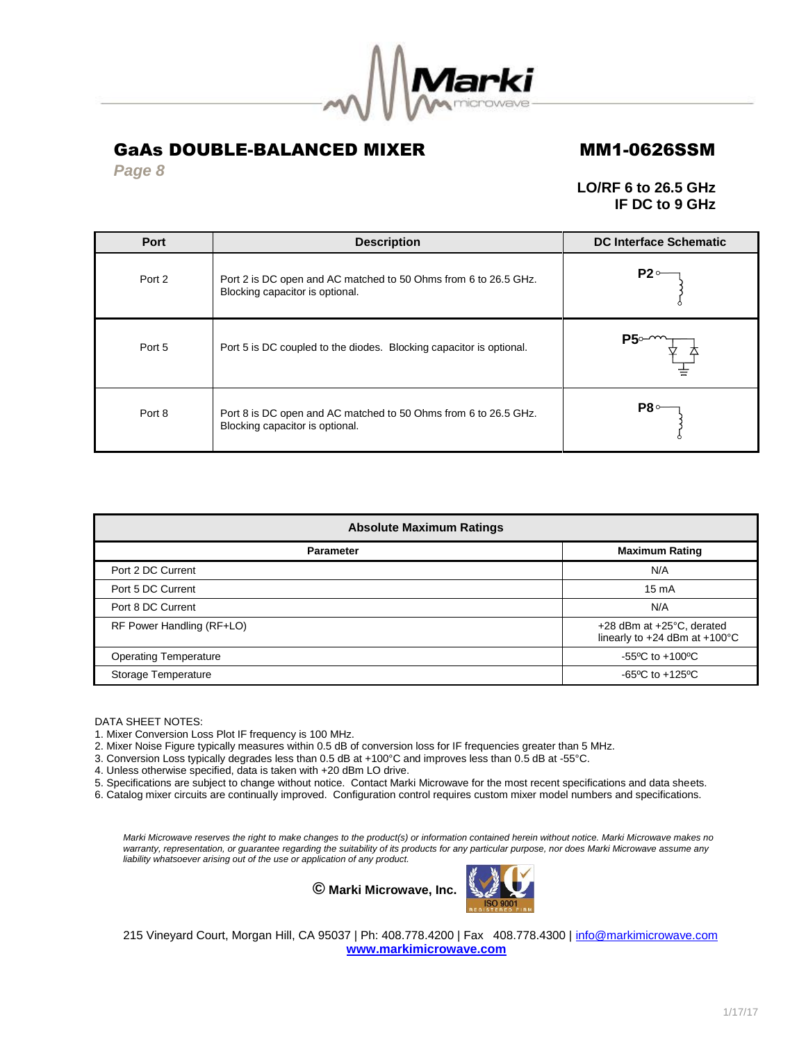# GaAs DOUBLE-BALANCED MIXER

# MM1-0626SSM

*Page 8*

**LO/RF 6 to 26.5 GHz**
**IF DC to 9 GHz**

| Port | Description | DC Interface Schematic |
|---|---|---|
| Port 2 | Port 2 is DC open and AC matched to 50 Ohms from 6 to 26.5 GHz. Blocking capacitor is optional. | P2 |
| Port 5 | Port 5 is DC coupled to the diodes. Blocking capacitor is optional. | P5 |
| Port 8 | Port 8 is DC open and AC matched to 50 Ohms from 6 to 26.5 GHz. Blocking capacitor is optional. | P8 |

| Absolute Maximum Ratings | |
|---|---|
| **Parameter** | **Maximum Rating** |
| Port 2 DC Current | N/A |
| Port 5 DC Current | 15 mA |
| Port 8 DC Current | N/A |
| RF Power Handling (RF+LO) | +28 dBm at +25°C, derated linearly to +24 dBm at +100°C |
| Operating Temperature | -55ºC to +100ºC |
| Storage Temperature | -65ºC to +125ºC |

DATA SHEET NOTES:

1. Mixer Conversion Loss Plot IF frequency is 100 MHz.
2. Mixer Noise Figure typically measures within 0.5 dB of conversion loss for IF frequencies greater than 5 MHz.
3. Conversion Loss typically degrades less than 0.5 dB at +100°C and improves less than 0.5 dB at -55°C.
4. Unless otherwise specified, data is taken with +20 dBm LO drive.
5. Specifications are subject to change without notice. Contact Marki Microwave for the most recent specifications and data sheets.
6. Catalog mixer circuits are continually improved. Configuration control requires custom mixer model numbers and specifications.

*Marki Microwave reserves the right to make changes to the product(s) or information contained herein without notice. Marki Microwave makes no warranty, representation, or guarantee regarding the suitability of its products for any particular purpose, nor does Marki Microwave assume any liability whatsoever arising out of the use or application of any product.*

**© Marki Microwave, Inc.**

215 Vineyard Court, Morgan Hill, CA 95037 | Ph: 408.778.4200 | Fax 408.778.4300 | info@markimicrowave.com
**www.markimicrowave.com**

1/17/17